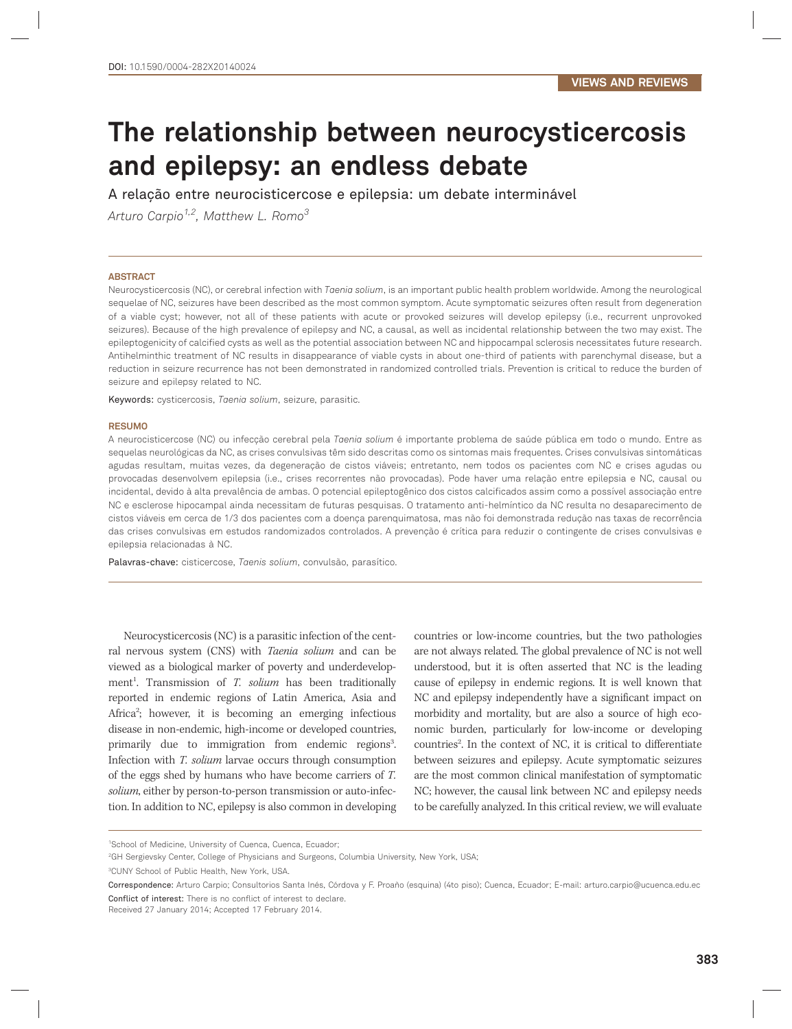DOI: 10.1590/0004-282X20140024

VIEWS AND REVIEWS

# The relationship between neurocysticercosis and epilepsy: an endless debate

A relação entre neurocisticercose e epilepsia: um debate interminável

*Arturo Carpio[1,2], Matthew L. Romo[3]*

### ABSTRACT

Neurocysticercosis (NC), or cerebral infection with *Taenia solium*, is an important public health problem worldwide. Among the neurological sequelae of NC, seizures have been described as the most common symptom. Acute symptomatic seizures often result from degeneration of a viable cyst; however, not all of these patients with acute or provoked seizures will develop epilepsy (i.e., recurrent unprovoked seizures). Because of the high prevalence of epilepsy and NC, a causal, as well as incidental relationship between the two may exist. The epileptogenicity of calcified cysts as well as the potential association between NC and hippocampal sclerosis necessitates future research. Antihelminthic treatment of NC results in disappearance of viable cysts in about one-third of patients with parenchymal disease, but a reduction in seizure recurrence has not been demonstrated in randomized controlled trials. Prevention is critical to reduce the burden of seizure and epilepsy related to NC.

**Keywords:** cysticercosis, *Taenia solium*, seizure, parasitic.

### RESUMO

A neurocisticercose (NC) ou infecção cerebral pela *Taenia solium* é importante problema de saúde pública em todo o mundo. Entre as sequelas neurológicas da NC, as crises convulsivas têm sido descritas como os sintomas mais frequentes. Crises convulsivas sintomáticas agudas resultam, muitas vezes, da degeneração de cistos viáveis; entretanto, nem todos os pacientes com NC e crises agudas ou provocadas desenvolvem epilepsia (i.e., crises recorrentes não provocadas). Pode haver uma relação entre epilepsia e NC, causal ou incidental, devido à alta prevalência de ambas. O potencial epileptogênico dos cistos calcificados assim como a possível associação entre NC e esclerose hipocampal ainda necessitam de futuras pesquisas. O tratamento anti-helmíntico da NC resulta no desaparecimento de cistos viáveis em cerca de 1/3 dos pacientes com a doença parenquimatosa, mas não foi demonstrada redução nas taxas de recorrência das crises convulsivas em estudos randomizados controlados. A prevenção é crítica para reduzir o contingente de crises convulsivas e epilepsia relacionadas à NC.

**Palavras-chave:** cisticercose, *Taenis solium*, convulsão, parasítico.

Neurocysticercosis (NC) is a parasitic infection of the central nervous system (CNS) with *Taenia solium* and can be viewed as a biological marker of poverty and underdevelopment[1]. Transmission of *T. solium* has been traditionally reported in endemic regions of Latin America, Asia and Africa[2]; however, it is becoming an emerging infectious disease in non-endemic, high-income or developed countries, primarily due to immigration from endemic regions[3]. Infection with *T. solium* larvae occurs through consumption of the eggs shed by humans who have become carriers of *T. solium*, either by person-to-person transmission or auto-infection. In addition to NC, epilepsy is also common in developing countries or low-income countries, but the two pathologies are not always related. The global prevalence of NC is not well understood, but it is often asserted that NC is the leading cause of epilepsy in endemic regions. It is well known that NC and epilepsy independently have a significant impact on morbidity and mortality, but are also a source of high economic burden, particularly for low-income or developing countries[2]. In the context of NC, it is critical to differentiate between seizures and epilepsy. Acute symptomatic seizures are the most common clinical manifestation of symptomatic NC; however, the causal link between NC and epilepsy needs to be carefully analyzed. In this critical review, we will evaluate

[1]School of Medicine, University of Cuenca, Cuenca, Ecuador;

[2]GH Sergievsky Center, College of Physicians and Surgeons, Columbia University, New York, USA;

[3]CUNY School of Public Health, New York, USA.

**Correspondence:** Arturo Carpio; Consultorios Santa Inés, Córdova y F. Proaño (esquina) (4to piso); Cuenca, Ecuador; E-mail: arturo.carpio@ucuenca.edu.ec

**Conflict of interest:** There is no conflict of interest to declare.

Received 27 January 2014; Accepted 17 February 2014.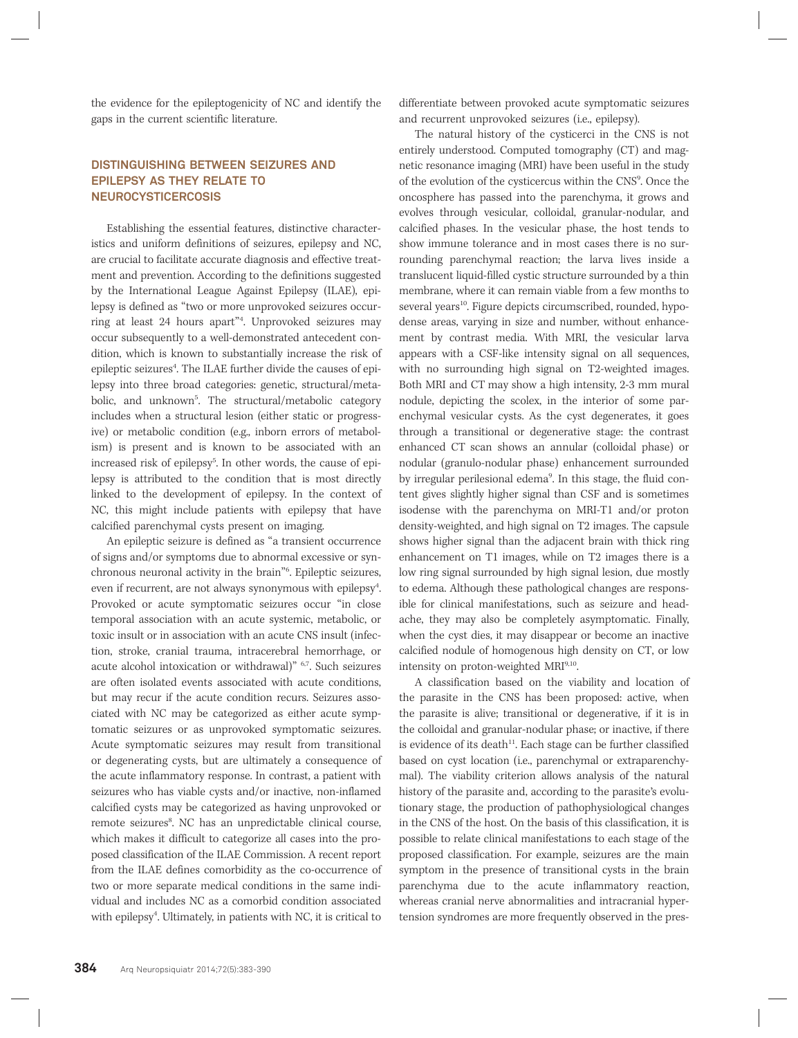the evidence for the epileptogenicity of NC and identify the gaps in the current scientific literature.

## DISTINGUISHING BETWEEN SEIZURES AND EPILEPSY AS THEY RELATE TO NEUROCYSTICERCOSIS

Establishing the essential features, distinctive characteristics and uniform definitions of seizures, epilepsy and NC, are crucial to facilitate accurate diagnosis and effective treatment and prevention. According to the definitions suggested by the International League Against Epilepsy (ILAE), epilepsy is defined as "two or more unprovoked seizures occurring at least 24 hours apart"[4]. Unprovoked seizures may occur subsequently to a well-demonstrated antecedent condition, which is known to substantially increase the risk of epileptic seizures[4]. The ILAE further divide the causes of epilepsy into three broad categories: genetic, structural/metabolic, and unknown[5]. The structural/metabolic category includes when a structural lesion (either static or progressive) or metabolic condition (e.g., inborn errors of metabolism) is present and is known to be associated with an increased risk of epilepsy[5]. In other words, the cause of epilepsy is attributed to the condition that is most directly linked to the development of epilepsy. In the context of NC, this might include patients with epilepsy that have calcified parenchymal cysts present on imaging.

An epileptic seizure is defined as "a transient occurrence of signs and/or symptoms due to abnormal excessive or synchronous neuronal activity in the brain"[6]. Epileptic seizures, even if recurrent, are not always synonymous with epilepsy[4]. Provoked or acute symptomatic seizures occur "in close temporal association with an acute systemic, metabolic, or toxic insult or in association with an acute CNS insult (infection, stroke, cranial trauma, intracerebral hemorrhage, or acute alcohol intoxication or withdrawal)" [6,7]. Such seizures are often isolated events associated with acute conditions, but may recur if the acute condition recurs. Seizures associated with NC may be categorized as either acute symptomatic seizures or as unprovoked symptomatic seizures. Acute symptomatic seizures may result from transitional or degenerating cysts, but are ultimately a consequence of the acute inflammatory response. In contrast, a patient with seizures who has viable cysts and/or inactive, non-inflamed calcified cysts may be categorized as having unprovoked or remote seizures[8]. NC has an unpredictable clinical course, which makes it difficult to categorize all cases into the proposed classification of the ILAE Commission. A recent report from the ILAE defines comorbidity as the co-occurrence of two or more separate medical conditions in the same individual and includes NC as a comorbid condition associated with epilepsy[4]. Ultimately, in patients with NC, it is critical to differentiate between provoked acute symptomatic seizures and recurrent unprovoked seizures (i.e., epilepsy).

The natural history of the cysticerci in the CNS is not entirely understood. Computed tomography (CT) and magnetic resonance imaging (MRI) have been useful in the study of the evolution of the cysticercus within the CNS[9]. Once the oncosphere has passed into the parenchyma, it grows and evolves through vesicular, colloidal, granular-nodular, and calcified phases. In the vesicular phase, the host tends to show immune tolerance and in most cases there is no surrounding parenchymal reaction; the larva lives inside a translucent liquid-filled cystic structure surrounded by a thin membrane, where it can remain viable from a few months to several years[10]. Figure depicts circumscribed, rounded, hypodense areas, varying in size and number, without enhancement by contrast media. With MRI, the vesicular larva appears with a CSF-like intensity signal on all sequences, with no surrounding high signal on T2-weighted images. Both MRI and CT may show a high intensity, 2-3 mm mural nodule, depicting the scolex, in the interior of some parenchymal vesicular cysts. As the cyst degenerates, it goes through a transitional or degenerative stage: the contrast enhanced CT scan shows an annular (colloidal phase) or nodular (granulo-nodular phase) enhancement surrounded by irregular perilesional edema[9]. In this stage, the fluid content gives slightly higher signal than CSF and is sometimes isodense with the parenchyma on MRI-T1 and/or proton density-weighted, and high signal on T2 images. The capsule shows higher signal than the adjacent brain with thick ring enhancement on T1 images, while on T2 images there is a low ring signal surrounded by high signal lesion, due mostly to edema. Although these pathological changes are responsible for clinical manifestations, such as seizure and headache, they may also be completely asymptomatic. Finally, when the cyst dies, it may disappear or become an inactive calcified nodule of homogenous high density on CT, or low intensity on proton-weighted MRI[9,10].

A classification based on the viability and location of the parasite in the CNS has been proposed: active, when the parasite is alive; transitional or degenerative, if it is in the colloidal and granular-nodular phase; or inactive, if there is evidence of its death[11]. Each stage can be further classified based on cyst location (i.e., parenchymal or extraparenchymal). The viability criterion allows analysis of the natural history of the parasite and, according to the parasite's evolutionary stage, the production of pathophysiological changes in the CNS of the host. On the basis of this classification, it is possible to relate clinical manifestations to each stage of the proposed classification. For example, seizures are the main symptom in the presence of transitional cysts in the brain parenchyma due to the acute inflammatory reaction, whereas cranial nerve abnormalities and intracranial hypertension syndromes are more frequently observed in the pres-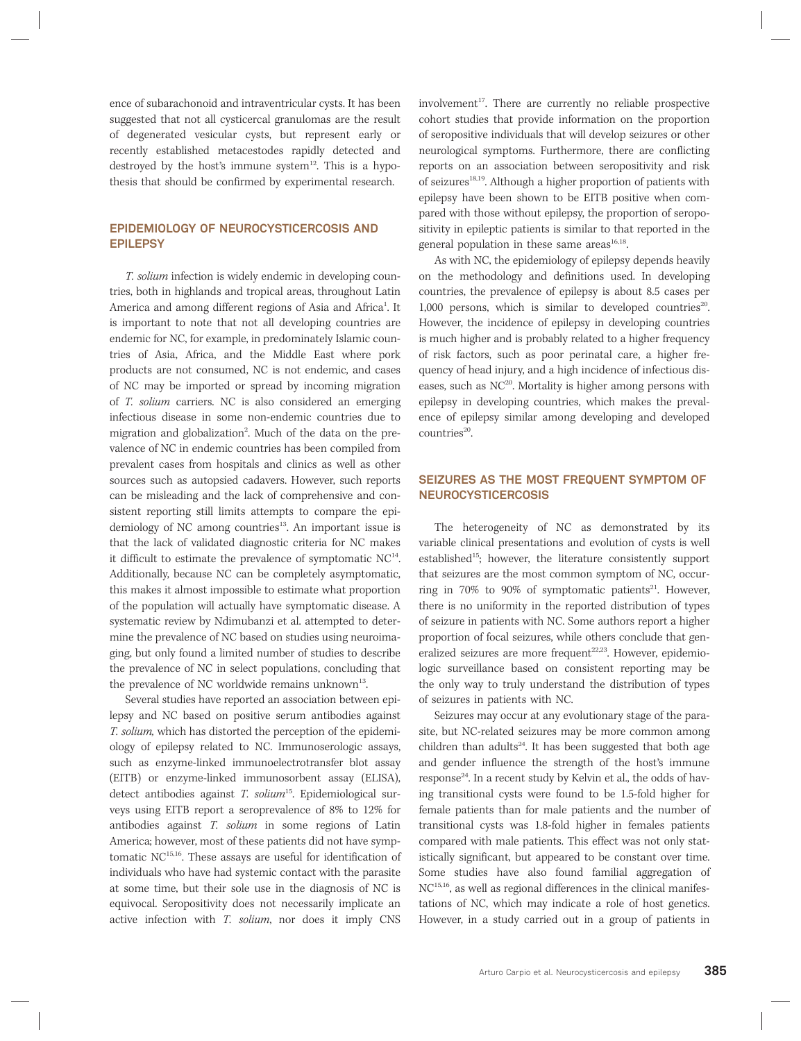ence of subarachonoid and intraventricular cysts. It has been suggested that not all cysticercal granulomas are the result of degenerated vesicular cysts, but represent early or recently established metacestodes rapidly detected and destroyed by the host's immune system[12]. This is a hypothesis that should be confirmed by experimental research.

## EPIDEMIOLOGY OF NEUROCYSTICERCOSIS AND EPILEPSY

*T. solium* infection is widely endemic in developing countries, both in highlands and tropical areas, throughout Latin America and among different regions of Asia and Africa[1]. It is important to note that not all developing countries are endemic for NC, for example, in predominately Islamic countries of Asia, Africa, and the Middle East where pork products are not consumed, NC is not endemic, and cases of NC may be imported or spread by incoming migration of *T. solium* carriers. NC is also considered an emerging infectious disease in some non-endemic countries due to migration and globalization[2]. Much of the data on the prevalence of NC in endemic countries has been compiled from prevalent cases from hospitals and clinics as well as other sources such as autopsied cadavers. However, such reports can be misleading and the lack of comprehensive and consistent reporting still limits attempts to compare the epidemiology of NC among countries[13]. An important issue is that the lack of validated diagnostic criteria for NC makes it difficult to estimate the prevalence of symptomatic NC[14]. Additionally, because NC can be completely asymptomatic, this makes it almost impossible to estimate what proportion of the population will actually have symptomatic disease. A systematic review by Ndimubanzi et al. attempted to determine the prevalence of NC based on studies using neuroimaging, but only found a limited number of studies to describe the prevalence of NC in select populations, concluding that the prevalence of NC worldwide remains unknown[13].

Several studies have reported an association between epilepsy and NC based on positive serum antibodies against *T. solium*, which has distorted the perception of the epidemiology of epilepsy related to NC. Immunoserologic assays, such as enzyme-linked immunoelectrotransfer blot assay (EITB) or enzyme-linked immunosorbent assay (ELISA), detect antibodies against *T. solium*[15]. Epidemiological surveys using EITB report a seroprevalence of 8% to 12% for antibodies against *T. solium* in some regions of Latin America; however, most of these patients did not have symptomatic NC[15,16]. These assays are useful for identification of individuals who have had systemic contact with the parasite at some time, but their sole use in the diagnosis of NC is equivocal. Seropositivity does not necessarily implicate an active infection with *T. solium*, nor does it imply CNS involvement[17]. There are currently no reliable prospective cohort studies that provide information on the proportion of seropositive individuals that will develop seizures or other neurological symptoms. Furthermore, there are conflicting reports on an association between seropositivity and risk of seizures[18,19]. Although a higher proportion of patients with epilepsy have been shown to be EITB positive when compared with those without epilepsy, the proportion of seropositivity in epileptic patients is similar to that reported in the general population in these same areas[16,18].

As with NC, the epidemiology of epilepsy depends heavily on the methodology and definitions used. In developing countries, the prevalence of epilepsy is about 8.5 cases per 1,000 persons, which is similar to developed countries[20]. However, the incidence of epilepsy in developing countries is much higher and is probably related to a higher frequency of risk factors, such as poor perinatal care, a higher frequency of head injury, and a high incidence of infectious diseases, such as NC[20]. Mortality is higher among persons with epilepsy in developing countries, which makes the prevalence of epilepsy similar among developing and developed countries[20].

## SEIZURES AS THE MOST FREQUENT SYMPTOM OF NEUROCYSTICERCOSIS

The heterogeneity of NC as demonstrated by its variable clinical presentations and evolution of cysts is well established[15]; however, the literature consistently support that seizures are the most common symptom of NC, occurring in 70% to 90% of symptomatic patients[21]. However, there is no uniformity in the reported distribution of types of seizure in patients with NC. Some authors report a higher proportion of focal seizures, while others conclude that generalized seizures are more frequent[22,23]. However, epidemiologic surveillance based on consistent reporting may be the only way to truly understand the distribution of types of seizures in patients with NC.

Seizures may occur at any evolutionary stage of the parasite, but NC-related seizures may be more common among children than adults[24]. It has been suggested that both age and gender influence the strength of the host's immune response[24]. In a recent study by Kelvin et al., the odds of having transitional cysts were found to be 1.5-fold higher for female patients than for male patients and the number of transitional cysts was 1.8-fold higher in females patients compared with male patients. This effect was not only statistically significant, but appeared to be constant over time. Some studies have also found familial aggregation of NC[15,16], as well as regional differences in the clinical manifestations of NC, which may indicate a role of host genetics. However, in a study carried out in a group of patients in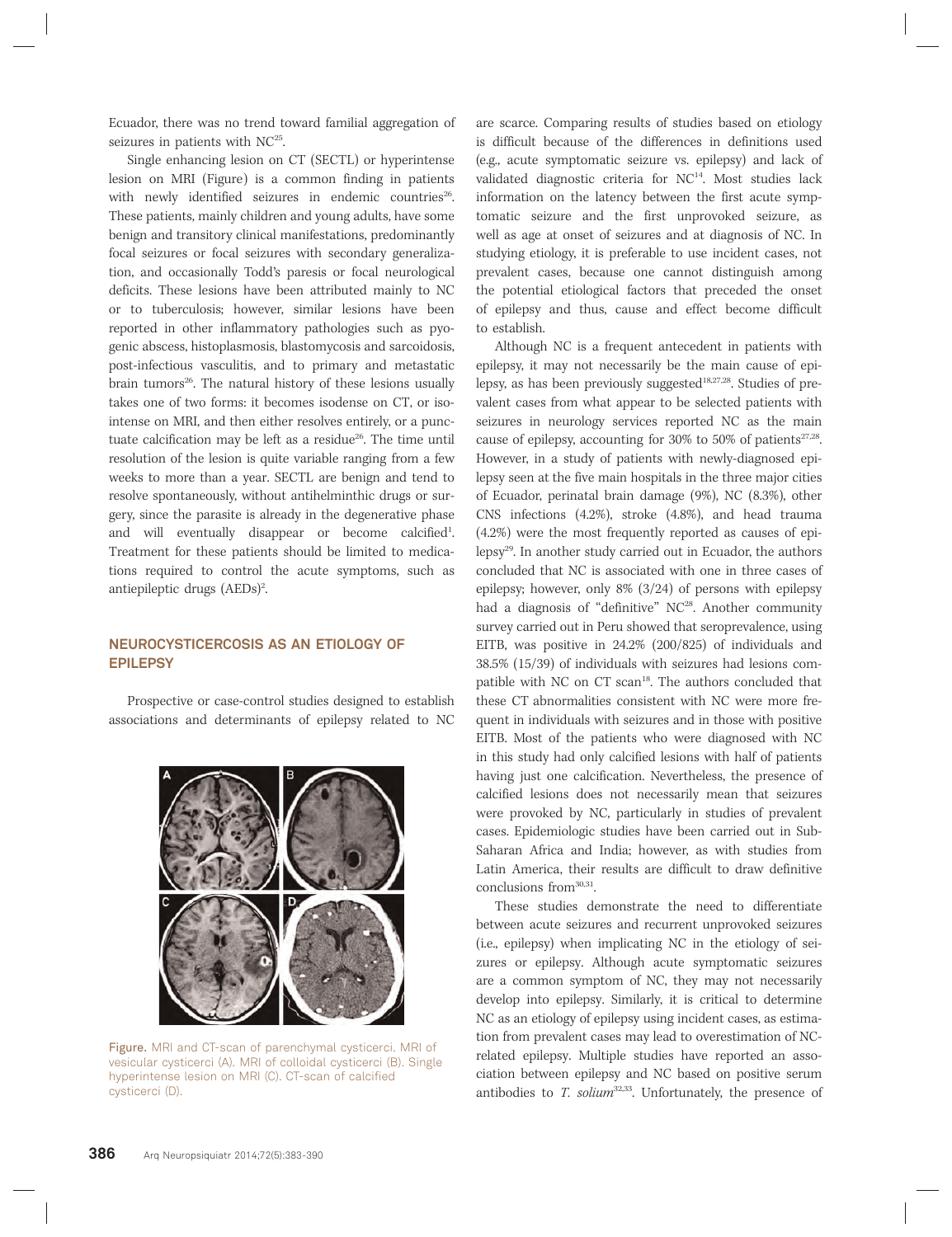Ecuador, there was no trend toward familial aggregation of seizures in patients with NC[25].

Single enhancing lesion on CT (SECTL) or hyperintense lesion on MRI (Figure) is a common finding in patients with newly identified seizures in endemic countries[26]. These patients, mainly children and young adults, have some benign and transitory clinical manifestations, predominantly focal seizures or focal seizures with secondary generalization, and occasionally Todd's paresis or focal neurological deficits. These lesions have been attributed mainly to NC or to tuberculosis; however, similar lesions have been reported in other inflammatory pathologies such as pyogenic abscess, histoplasmosis, blastomycosis and sarcoidosis, post-infectious vasculitis, and to primary and metastatic brain tumors[26]. The natural history of these lesions usually takes one of two forms: it becomes isodense on CT, or isointense on MRI, and then either resolves entirely, or a punctuate calcification may be left as a residue[26]. The time until resolution of the lesion is quite variable ranging from a few weeks to more than a year. SECTL are benign and tend to resolve spontaneously, without antihelminthic drugs or surgery, since the parasite is already in the degenerative phase and will eventually disappear or become calcified[1]. Treatment for these patients should be limited to medications required to control the acute symptoms, such as antiepileptic drugs (AEDs)[2].

## NEUROCYSTICERCOSIS AS AN ETIOLOGY OF EPILEPSY

Prospective or case-control studies designed to establish associations and determinants of epilepsy related to NC are scarce. Comparing results of studies based on etiology is difficult because of the differences in definitions used (e.g., acute symptomatic seizure vs. epilepsy) and lack of validated diagnostic criteria for NC[14]. Most studies lack information on the latency between the first acute symptomatic seizure and the first unprovoked seizure, as well as age at onset of seizures and at diagnosis of NC. In studying etiology, it is preferable to use incident cases, not prevalent cases, because one cannot distinguish among the potential etiological factors that preceded the onset of epilepsy and thus, cause and effect become difficult to establish.

Although NC is a frequent antecedent in patients with epilepsy, it may not necessarily be the main cause of epilepsy, as has been previously suggested[18,27,28]. Studies of prevalent cases from what appear to be selected patients with seizures in neurology services reported NC as the main cause of epilepsy, accounting for 30% to 50% of patients[27,28]. However, in a study of patients with newly-diagnosed epilepsy seen at the five main hospitals in the three major cities of Ecuador, perinatal brain damage (9%), NC (8.3%), other CNS infections (4.2%), stroke (4.8%), and head trauma (4.2%) were the most frequently reported as causes of epilepsy[29]. In another study carried out in Ecuador, the authors concluded that NC is associated with one in three cases of epilepsy; however, only 8% (3/24) of persons with epilepsy had a diagnosis of "definitive" NC[28]. Another community survey carried out in Peru showed that seroprevalence, using EITB, was positive in 24.2% (200/825) of individuals and 38.5% (15/39) of individuals with seizures had lesions compatible with NC on CT scan[18]. The authors concluded that these CT abnormalities consistent with NC were more frequent in individuals with seizures and in those with positive EITB. Most of the patients who were diagnosed with NC in this study had only calcified lesions with half of patients having just one calcification. Nevertheless, the presence of calcified lesions does not necessarily mean that seizures were provoked by NC, particularly in studies of prevalent cases. Epidemiologic studies have been carried out in Sub-Saharan Africa and India; however, as with studies from Latin America, their results are difficult to draw definitive conclusions from[30,31].

These studies demonstrate the need to differentiate between acute seizures and recurrent unprovoked seizures (i.e., epilepsy) when implicating NC in the etiology of seizures or epilepsy. Although acute symptomatic seizures are a common symptom of NC, they may not necessarily develop into epilepsy. Similarly, it is critical to determine NC as an etiology of epilepsy using incident cases, as estimation from prevalent cases may lead to overestimation of NC-related epilepsy. Multiple studies have reported an association between epilepsy and NC based on positive serum antibodies to *T. solium*[32,33]. Unfortunately, the presence of

Figure. MRI and CT-scan of parenchymal cysticerci. MRI of vesicular cysticerci (A). MRI of colloidal cysticerci (B). Single hyperintense lesion on MRI (C). CT-scan of calcified cysticerci (D).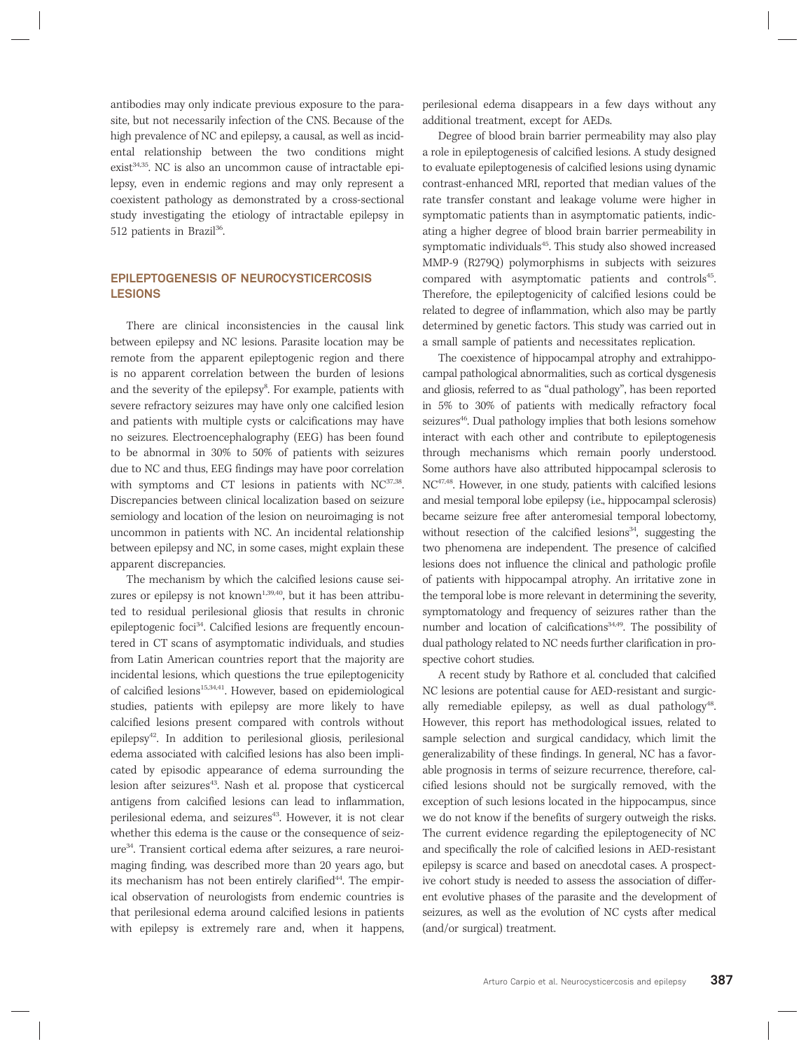antibodies may only indicate previous exposure to the parasite, but not necessarily infection of the CNS. Because of the high prevalence of NC and epilepsy, a causal, as well as incidental relationship between the two conditions might exist[34,35]. NC is also an uncommon cause of intractable epilepsy, even in endemic regions and may only represent a coexistent pathology as demonstrated by a cross-sectional study investigating the etiology of intractable epilepsy in 512 patients in Brazil[36].

## EPILEPTOGENESIS OF NEUROCYSTICERCOSIS LESIONS

There are clinical inconsistencies in the causal link between epilepsy and NC lesions. Parasite location may be remote from the apparent epileptogenic region and there is no apparent correlation between the burden of lesions and the severity of the epilepsy[8]. For example, patients with severe refractory seizures may have only one calcified lesion and patients with multiple cysts or calcifications may have no seizures. Electroencephalography (EEG) has been found to be abnormal in 30% to 50% of patients with seizures due to NC and thus, EEG findings may have poor correlation with symptoms and CT lesions in patients with NC[37,38]. Discrepancies between clinical localization based on seizure semiology and location of the lesion on neuroimaging is not uncommon in patients with NC. An incidental relationship between epilepsy and NC, in some cases, might explain these apparent discrepancies.

The mechanism by which the calcified lesions cause seizures or epilepsy is not known[1,39,40], but it has been attributed to residual perilesional gliosis that results in chronic epileptogenic foci[34]. Calcified lesions are frequently encountered in CT scans of asymptomatic individuals, and studies from Latin American countries report that the majority are incidental lesions, which questions the true epileptogenicity of calcified lesions[15,34,41]. However, based on epidemiological studies, patients with epilepsy are more likely to have calcified lesions present compared with controls without epilepsy[42]. In addition to perilesional gliosis, perilesional edema associated with calcified lesions has also been implicated by episodic appearance of edema surrounding the lesion after seizures[43]. Nash et al. propose that cysticercal antigens from calcified lesions can lead to inflammation, perilesional edema, and seizures[43]. However, it is not clear whether this edema is the cause or the consequence of seizure[34]. Transient cortical edema after seizures, a rare neuroimaging finding, was described more than 20 years ago, but its mechanism has not been entirely clarified[44]. The empirical observation of neurologists from endemic countries is that perilesional edema around calcified lesions in patients with epilepsy is extremely rare and, when it happens, perilesional edema disappears in a few days without any additional treatment, except for AEDs.

Degree of blood brain barrier permeability may also play a role in epileptogenesis of calcified lesions. A study designed to evaluate epileptogenesis of calcified lesions using dynamic contrast-enhanced MRI, reported that median values of the rate transfer constant and leakage volume were higher in symptomatic patients than in asymptomatic patients, indicating a higher degree of blood brain barrier permeability in symptomatic individuals[45]. This study also showed increased MMP-9 (R279Q) polymorphisms in subjects with seizures compared with asymptomatic patients and controls[45]. Therefore, the epileptogenicity of calcified lesions could be related to degree of inflammation, which also may be partly determined by genetic factors. This study was carried out in a small sample of patients and necessitates replication.

The coexistence of hippocampal atrophy and extrahippocampal pathological abnormalities, such as cortical dysgenesis and gliosis, referred to as "dual pathology", has been reported in 5% to 30% of patients with medically refractory focal seizures[46]. Dual pathology implies that both lesions somehow interact with each other and contribute to epileptogenesis through mechanisms which remain poorly understood. Some authors have also attributed hippocampal sclerosis to NC[47,48]. However, in one study, patients with calcified lesions and mesial temporal lobe epilepsy (i.e., hippocampal sclerosis) became seizure free after anteromesial temporal lobectomy, without resection of the calcified lesions[34], suggesting the two phenomena are independent. The presence of calcified lesions does not influence the clinical and pathologic profile of patients with hippocampal atrophy. An irritative zone in the temporal lobe is more relevant in determining the severity, symptomatology and frequency of seizures rather than the number and location of calcifications[34,49]. The possibility of dual pathology related to NC needs further clarification in prospective cohort studies.

A recent study by Rathore et al. concluded that calcified NC lesions are potential cause for AED-resistant and surgically remediable epilepsy, as well as dual pathology[48]. However, this report has methodological issues, related to sample selection and surgical candidacy, which limit the generalizability of these findings. In general, NC has a favorable prognosis in terms of seizure recurrence, therefore, calcified lesions should not be surgically removed, with the exception of such lesions located in the hippocampus, since we do not know if the benefits of surgery outweigh the risks. The current evidence regarding the epileptogenecity of NC and specifically the role of calcified lesions in AED-resistant epilepsy is scarce and based on anecdotal cases. A prospective cohort study is needed to assess the association of different evolutive phases of the parasite and the development of seizures, as well as the evolution of NC cysts after medical (and/or surgical) treatment.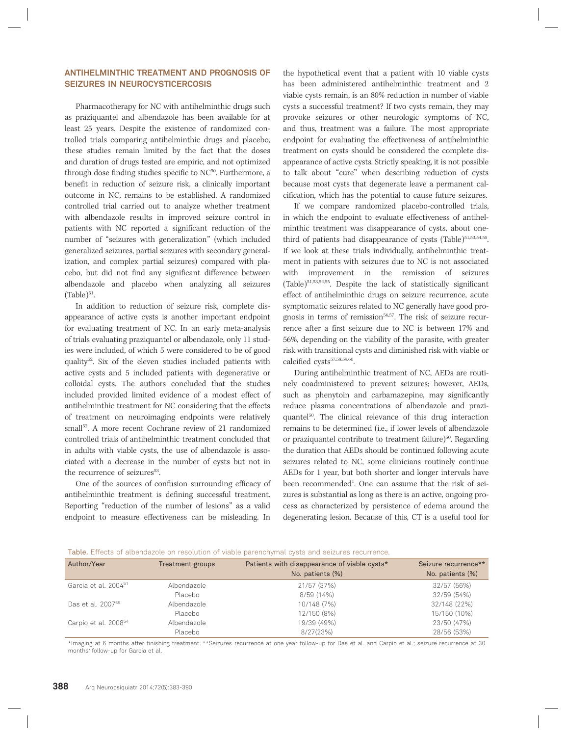## ANTIHELMINTHIC TREATMENT AND PROGNOSIS OF SEIZURES IN NEUROCYSTICERCOSIS

Pharmacotherapy for NC with antihelminthic drugs such as praziquantel and albendazole has been available for at least 25 years. Despite the existence of randomized controlled trials comparing antihelminthic drugs and placebo, these studies remain limited by the fact that the doses and duration of drugs tested are empiric, and not optimized through dose finding studies specific to NC[50]. Furthermore, a benefit in reduction of seizure risk, a clinically important outcome in NC, remains to be established. A randomized controlled trial carried out to analyze whether treatment with albendazole results in improved seizure control in patients with NC reported a significant reduction of the number of "seizures with generalization" (which included generalized seizures, partial seizures with secondary generalization, and complex partial seizures) compared with placebo, but did not find any significant difference between albendazole and placebo when analyzing all seizures (Table)[51].

In addition to reduction of seizure risk, complete disappearance of active cysts is another important endpoint for evaluating treatment of NC. In an early meta-analysis of trials evaluating praziquantel or albendazole, only 11 studies were included, of which 5 were considered to be of good quality[52]. Six of the eleven studies included patients with active cysts and 5 included patients with degenerative or colloidal cysts. The authors concluded that the studies included provided limited evidence of a modest effect of antihelminthic treatment for NC considering that the effects of treatment on neuroimaging endpoints were relatively small[52]. A more recent Cochrane review of 21 randomized controlled trials of antihelminthic treatment concluded that in adults with viable cysts, the use of albendazole is associated with a decrease in the number of cysts but not in the recurrence of seizures[53].

One of the sources of confusion surrounding efficacy of antihelminthic treatment is defining successful treatment. Reporting "reduction of the number of lesions" as a valid endpoint to measure effectiveness can be misleading. In the hypothetical event that a patient with 10 viable cysts has been administered antihelminthic treatment and 2 viable cysts remain, is an 80% reduction in number of viable cysts a successful treatment? If two cysts remain, they may provoke seizures or other neurologic symptoms of NC, and thus, treatment was a failure. The most appropriate endpoint for evaluating the effectiveness of antihelminthic treatment on cysts should be considered the complete disappearance of active cysts. Strictly speaking, it is not possible to talk about "cure" when describing reduction of cysts because most cysts that degenerate leave a permanent calcification, which has the potential to cause future seizures.

If we compare randomized placebo-controlled trials, in which the endpoint to evaluate effectiveness of antihelminthic treatment was disappearance of cysts, about one-third of patients had disappearance of cysts (Table)[51,53,54,55]. If we look at these trials individually, antihelminthic treatment in patients with seizures due to NC is not associated with improvement in the remission of seizures (Table)[51,53,54,55]. Despite the lack of statistically significant effect of antihelminthic drugs on seizure recurrence, acute symptomatic seizures related to NC generally have good prognosis in terms of remission[56,57]. The risk of seizure recurrence after a first seizure due to NC is between 17% and 56%, depending on the viability of the parasite, with greater risk with transitional cysts and diminished risk with viable or calcified cysts[57,58,59,60].

During antihelminthic treatment of NC, AEDs are routinely coadministered to prevent seizures; however, AEDs, such as phenytoin and carbamazepine, may significantly reduce plasma concentrations of albendazole and praziquantel[50]. The clinical relevance of this drug interaction remains to be determined (i.e., if lower levels of albendazole or praziquantel contribute to treatment failure)[50]. Regarding the duration that AEDs should be continued following acute seizures related to NC, some clinicians routinely continue AEDs for 1 year, but both shorter and longer intervals have been recommended[1]. One can assume that the risk of seizures is substantial as long as there is an active, ongoing process as characterized by persistence of edema around the degenerating lesion. Because of this, CT is a useful tool for

Table. Effects of albendazole on resolution of viable parenchymal cysts and seizures recurrence.

| Author/Year | Treatment groups | Patients with disappearance of viable cysts* No. patients (%) | Seizure recurrence** No. patients (%) |
|---|---|---|---|
| Garcia et al. 2004[51] | Albendazole | 21/57 (37%) | 32/57 (56%) |
| | Placebo | 8/59 (14%) | 32/59 (54%) |
| Das et al. 2007[55] | Albendazole | 10/148 (7%) | 32/148 (22%) |
| | Placebo | 12/150 (8%) | 15/150 (10%) |
| Carpio et al. 2008[54] | Albendazole | 19/39 (49%) | 23/50 (47%) |
| | Placebo | 8/27(23%) | 28/56 (53%) |

*Imaging at 6 months after finishing treatment. **Seizures recurrence at one year follow-up for Das et al. and Carpio et al.; seizure recurrence at 30 months' follow-up for Garcia et al.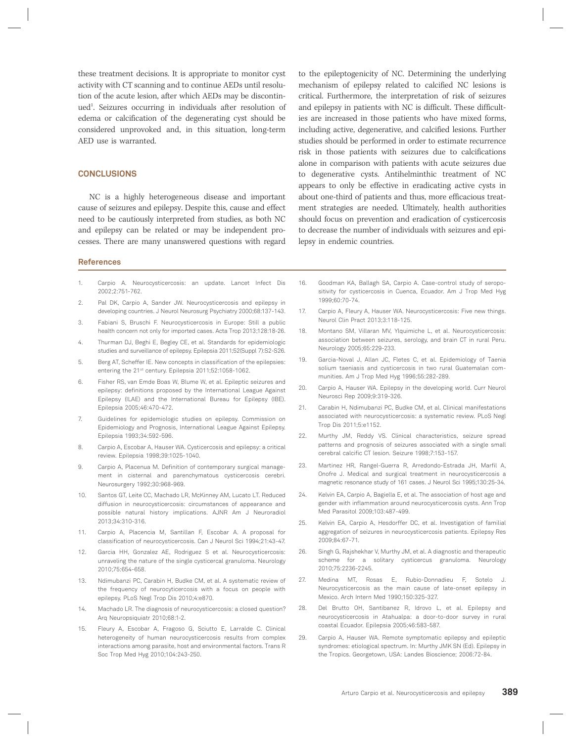these treatment decisions. It is appropriate to monitor cyst activity with CT scanning and to continue AEDs until resolution of the acute lesion, after which AEDs may be discontinued[1]. Seizures occurring in individuals after resolution of edema or calcification of the degenerating cyst should be considered unprovoked and, in this situation, long-term AED use is warranted.

## CONCLUSIONS

NC is a highly heterogeneous disease and important cause of seizures and epilepsy. Despite this, cause and effect need to be cautiously interpreted from studies, as both NC and epilepsy can be related or may be independent processes. There are many unanswered questions with regard to the epileptogenicity of NC. Determining the underlying mechanism of epilepsy related to calcified NC lesions is critical. Furthermore, the interpretation of risk of seizures and epilepsy in patients with NC is difficult. These difficulties are increased in those patients who have mixed forms, including active, degenerative, and calcified lesions. Further studies should be performed in order to estimate recurrence risk in those patients with seizures due to calcifications alone in comparison with patients with acute seizures due to degenerative cysts. Antihelminthic treatment of NC appears to only be effective in eradicating active cysts in about one-third of patients and thus, more efficacious treatment strategies are needed. Ultimately, health authorities should focus on prevention and eradication of cysticercosis to decrease the number of individuals with seizures and epilepsy in endemic countries.

## References

1. Carpio A. Neurocysticercosis: an update. Lancet Infect Dis 2002;2:751-762.
2. Pal DK, Carpio A, Sander JW. Neurocysticercosis and epilepsy in developing countries. J Neurol Neurosurg Psychiatry 2000;68:137-143.
3. Fabiani S, Bruschi F. Neurocysticercosis in Europe: Still a public health concern not only for imported cases. Acta Trop 2013;128:18-26.
4. Thurman DJ, Beghi E, Begley CE, et al. Standards for epidemiologic studies and surveillance of epilepsy. Epilepsia 2011;52(Suppl 7):S2-S26.
5. Berg AT, Scheffer IE. New concepts in classification of the epilepsies: entering the 21st century. Epilepsia 2011;52:1058-1062.
6. Fisher RS, van Emde Boas W, Blume W, et al. Epileptic seizures and epilepsy: definitions proposed by the International League Against Epilepsy (ILAE) and the International Bureau for Epilepsy (IBE). Epilepsia 2005;46:470-472.
7. Guidelines for epidemiologic studies on epilepsy. Commission on Epidemiology and Prognosis, International League Against Epilepsy. Epilepsia 1993;34:592-596.
8. Carpio A, Escobar A, Hauser WA. Cysticercosis and epilepsy: a critical review. Epilepsia 1998;39:1025-1040.
9. Carpio A, Placenua M. Definition of contemporary surgical management in cisternal and parenchymatous cysticercosis cerebri. Neurosurgery 1992;30:968-969.
10. Santos GT, Leite CC, Machado LR, McKinney AM, Lucato LT. Reduced diffusion in neurocysticercosis: circumstances of appearance and possible natural history implications. AJNR Am J Neuroradiol 2013;34:310-316.
11. Carpio A, Placencia M, Santillan F, Escobar A. A proposal for classification of neurocysticercosis. Can J Neurol Sci 1994;21:43-47.
12. Garcia HH, Gonzalez AE, Rodriguez S et al. Neurocysticercosis: unraveling the nature of the single cysticercal granuloma. Neurology 2010;75:654-658.
13. Ndimubanzi PC, Carabin H, Budke CM, et al. A systematic review of the frequency of neurocyticercosis with a focus on people with epilepsy. PLoS Negl Trop Dis 2010;4:e870.
14. Machado LR. The diagnosis of neurocysticercosis: a closed question? Arq Neuropsiquiatr 2010;68:1-2.
15. Fleury A, Escobar A, Fragoso G, Sciutto E, Larralde C. Clinical heterogeneity of human neurocysticercosis results from complex interactions among parasite, host and environmental factors. Trans R Soc Trop Med Hyg 2010;104:243-250.
16. Goodman KA, Ballagh SA, Carpio A. Case-control study of seropositivity for cysticercosis in Cuenca, Ecuador. Am J Trop Med Hyg 1999;60:70-74.
17. Carpio A, Fleury A, Hauser WA. Neurocysticercosis: Five new things. Neurol Clin Pract 2013;3:118-125.
18. Montano SM, Villaran MV, Ylquimiche L, et al. Neurocysticercosis: association between seizures, serology, and brain CT in rural Peru. Neurology 2005;65:229-233.
19. Garcia-Noval J, Allan JC, Fletes C, et al. Epidemiology of Taenia solium taeniasis and cysticercosis in two rural Guatemalan communities. Am J Trop Med Hyg 1996;55:282-289.
20. Carpio A, Hauser WA. Epilepsy in the developing world. Curr Neurol Neurosci Rep 2009;9:319-326.
21. Carabin H, Ndimubanzi PC, Budke CM, et al. Clinical manifestations associated with neurocysticercosis: a systematic review. PLoS Negl Trop Dis 2011;5:e1152.
22. Murthy JM, Reddy VS. Clinical characteristics, seizure spread patterns and prognosis of seizures associated with a single small cerebral calcific CT lesion. Seizure 1998;7:153-157.
23. Martinez HR, Rangel-Guerra R, Arredondo-Estrada JH, Marfil A, Onofre J. Medical and surgical treatment in neurocysticercosis a magnetic resonance study of 161 cases. J Neurol Sci 1995;130:25-34.
24. Kelvin EA, Carpio A, Bagiella E, et al. The association of host age and gender with inflammation around neurocysticercosis cysts. Ann Trop Med Parasitol 2009;103:487-499.
25. Kelvin EA, Carpio A, Hesdorffer DC, et al. Investigation of familial aggregation of seizures in neurocysticercosis patients. Epilepsy Res 2009;84:67-71.
26. Singh G, Rajshekhar V, Murthy JM, et al. A diagnostic and therapeutic scheme for a solitary cysticercus granuloma. Neurology 2010;75:2236-2245.
27. Medina MT, Rosas E, Rubio-Donnadieu F, Sotelo J. Neurocysticercosis as the main cause of late-onset epilepsy in Mexico. Arch Intern Med 1990;150:325-327.
28. Del Brutto OH, Santibanez R, Idrovo L, et al. Epilepsy and neurocysticercosis in Atahualpa: a door-to-door survey in rural coastal Ecuador. Epilepsia 2005;46:583-587.
29. Carpio A, Hauser WA. Remote symptomatic epilepsy and epileptic syndromes: etiological spectrum. In: Murthy JMK SN (Ed). Epilepsy in the Tropics. Georgetown, USA: Landes Bioscience; 2006:72-84.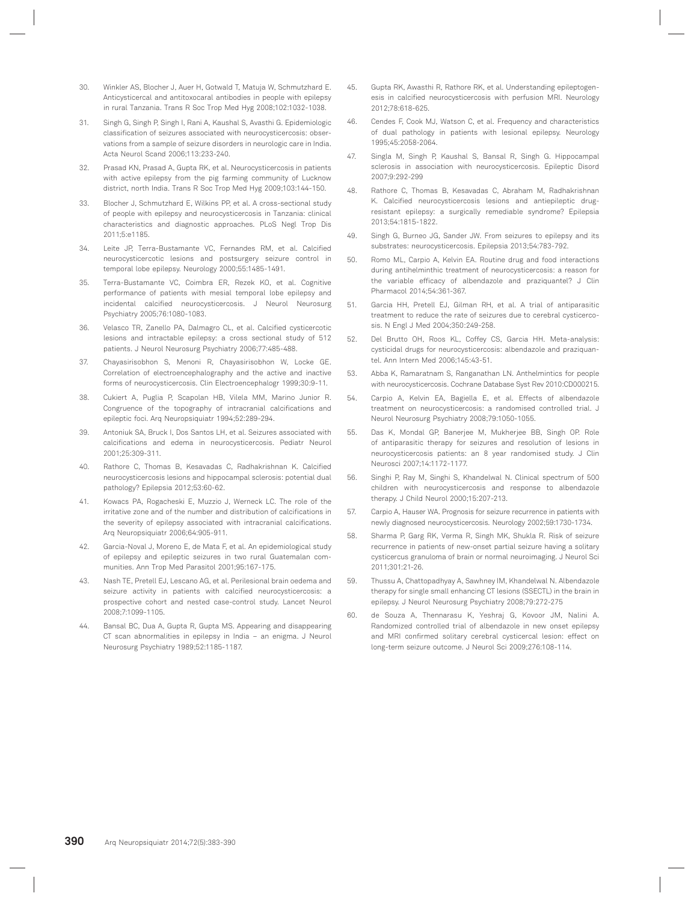30. Winkler AS, Blocher J, Auer H, Gotwald T, Matuja W, Schmutzhard E. Anticysticercal and antitoxocaral antibodies in people with epilepsy in rural Tanzania. Trans R Soc Trop Med Hyg 2008;102:1032-1038.

31. Singh G, Singh P, Singh I, Rani A, Kaushal S, Avasthi G. Epidemiologic classification of seizures associated with neurocysticercosis: observations from a sample of seizure disorders in neurologic care in India. Acta Neurol Scand 2006;113:233-240.

32. Prasad KN, Prasad A, Gupta RK, et al. Neurocysticercosis in patients with active epilepsy from the pig farming community of Lucknow district, north India. Trans R Soc Trop Med Hyg 2009;103:144-150.

33. Blocher J, Schmutzhard E, Wilkins PP, et al. A cross-sectional study of people with epilepsy and neurocysticercosis in Tanzania: clinical characteristics and diagnostic approaches. PLoS Negl Trop Dis 2011;5:e1185.

34. Leite JP, Terra-Bustamante VC, Fernandes RM, et al. Calcified neurocysticercotic lesions and postsurgery seizure control in temporal lobe epilepsy. Neurology 2000;55:1485-1491.

35. Terra-Bustamante VC, Coimbra ER, Rezek KO, et al. Cognitive performance of patients with mesial temporal lobe epilepsy and incidental calcified neurocysticercosis. J Neurol Neurosurg Psychiatry 2005;76:1080-1083.

36. Velasco TR, Zanello PA, Dalmagro CL, et al. Calcified cysticercotic lesions and intractable epilepsy: a cross sectional study of 512 patients. J Neurol Neurosurg Psychiatry 2006;77:485-488.

37. Chayasirisobhon S, Menoni R, Chayasirisobhon W, Locke GE. Correlation of electroencephalography and the active and inactive forms of neurocysticercosis. Clin Electroencephalogr 1999;30:9-11.

38. Cukiert A, Puglia P, Scapolan HB, Vilela MM, Marino Junior R. Congruence of the topography of intracranial calcifications and epileptic foci. Arq Neuropsiquiatr 1994;52:289-294.

39. Antoniuk SA, Bruck I, Dos Santos LH, et al. Seizures associated with calcifications and edema in neurocysticercosis. Pediatr Neurol 2001;25:309-311.

40. Rathore C, Thomas B, Kesavadas C, Radhakrishnan K. Calcified neurocysticercosis lesions and hippocampal sclerosis: potential dual pathology? Epilepsia 2012;53:60-62.

41. Kowacs PA, Rogacheski E, Muzzio J, Werneck LC. The role of the irritative zone and of the number and distribution of calcifications in the severity of epilepsy associated with intracranial calcifications. Arq Neuropsiquiatr 2006;64:905-911.

42. Garcia-Noval J, Moreno E, de Mata F, et al. An epidemiological study of epilepsy and epileptic seizures in two rural Guatemalan communities. Ann Trop Med Parasitol 2001;95:167-175.

43. Nash TE, Pretell EJ, Lescano AG, et al. Perilesional brain oedema and seizure activity in patients with calcified neurocysticercosis: a prospective cohort and nested case-control study. Lancet Neurol 2008;7:1099-1105.

44. Bansal BC, Dua A, Gupta R, Gupta MS. Appearing and disappearing CT scan abnormalities in epilepsy in India – an enigma. J Neurol Neurosurg Psychiatry 1989;52:1185-1187.

45. Gupta RK, Awasthi R, Rathore RK, et al. Understanding epileptogenesis in calcified neurocysticercosis with perfusion MRI. Neurology 2012;78:618-625.

46. Cendes F, Cook MJ, Watson C, et al. Frequency and characteristics of dual pathology in patients with lesional epilepsy. Neurology 1995;45:2058-2064.

47. Singla M, Singh P, Kaushal S, Bansal R, Singh G. Hippocampal sclerosis in association with neurocysticercosis. Epileptic Disord 2007;9:292-299

48. Rathore C, Thomas B, Kesavadas C, Abraham M, Radhakrishnan K. Calcified neurocysticercosis lesions and antiepileptic drug-resistant epilepsy: a surgically remediable syndrome? Epilepsia 2013;54:1815-1822.

49. Singh G, Burneo JG, Sander JW. From seizures to epilepsy and its substrates: neurocysticercosis. Epilepsia 2013;54:783-792.

50. Romo ML, Carpio A, Kelvin EA. Routine drug and food interactions during antihelminthic treatment of neurocysticercosis: a reason for the variable efficacy of albendazole and praziquantel? J Clin Pharmacol 2014;54:361-367.

51. Garcia HH, Pretell EJ, Gilman RH, et al. A trial of antiparasitic treatment to reduce the rate of seizures due to cerebral cysticercosis. N Engl J Med 2004;350:249-258.

52. Del Brutto OH, Roos KL, Coffey CS, Garcia HH. Meta-analysis: cysticidal drugs for neurocysticercosis: albendazole and praziquantel. Ann Intern Med 2006;145:43-51.

53. Abba K, Ramaratnam S, Ranganathan LN. Anthelmintics for people with neurocysticercosis. Cochrane Database Syst Rev 2010:CD000215.

54. Carpio A, Kelvin EA, Bagiella E, et al. Effects of albendazole treatment on neurocysticercosis: a randomised controlled trial. J Neurol Neurosurg Psychiatry 2008;79:1050-1055.

55. Das K, Mondal GP, Banerjee M, Mukherjee BB, Singh OP. Role of antiparasitic therapy for seizures and resolution of lesions in neurocysticercosis patients: an 8 year randomised study. J Clin Neurosci 2007;14:1172-1177.

56. Singhi P, Ray M, Singhi S, Khandelwal N. Clinical spectrum of 500 children with neurocysticercosis and response to albendazole therapy. J Child Neurol 2000;15:207-213.

57. Carpio A, Hauser WA. Prognosis for seizure recurrence in patients with newly diagnosed neurocysticercosis. Neurology 2002;59:1730-1734.

58. Sharma P, Garg RK, Verma R, Singh MK, Shukla R. Risk of seizure recurrence in patients of new-onset partial seizure having a solitary cysticercus granuloma of brain or normal neuroimaging. J Neurol Sci 2011;301:21-26.

59. Thussu A, Chattopadhyay A, Sawhney IM, Khandelwal N. Albendazole therapy for single small enhancing CT lesions (SSECTL) in the brain in epilepsy. J Neurol Neurosurg Psychiatry 2008;79:272-275

60. de Souza A, Thennarasu K, Yeshraj G, Kovoor JM, Nalini A. Randomized controlled trial of albendazole in new onset epilepsy and MRI confirmed solitary cerebral cysticercal lesion: effect on long-term seizure outcome. J Neurol Sci 2009;276:108-114.